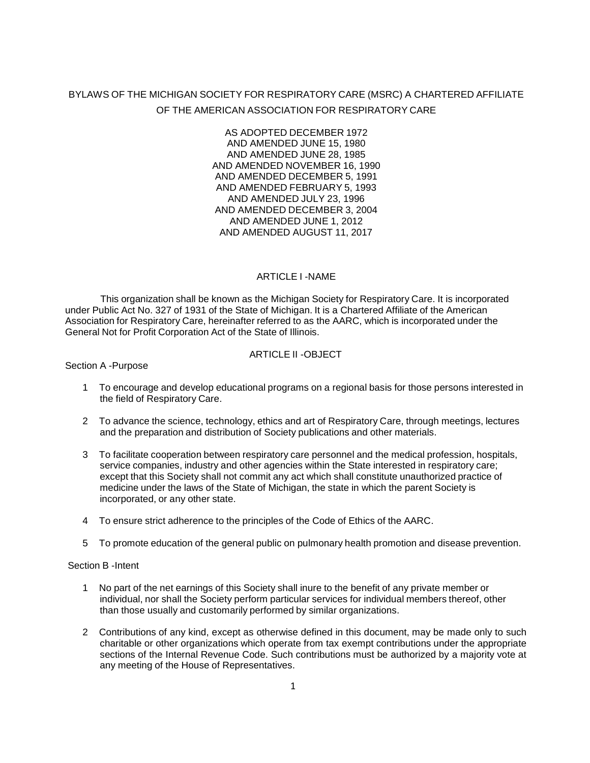# BYLAWS OF THE MICHIGAN SOCIETY FOR RESPIRATORY CARE (MSRC) A CHARTERED AFFILIATE OF THE AMERICAN ASSOCIATION FOR RESPIRATORY CARE

AS ADOPTED DECEMBER 1972  
AND AMENDED JUNE 15, 1980  
AND AMENDED JUNE 28, 1985  
AND AMENDED NOVEMBER 16, 1990  
AND AMENDED DECEMBER 5, 1991  
AND AMENDED FEBRUARY 5, 1993  
AND AMENDED JULY 23, 1996  
AND AMENDED DECEMBER 3, 2004  
AND AMENDED JUNE 1, 2012  
AND AMENDED AUGUST 11, 2017

## ARTICLE I -NAME

This organization shall be known as the Michigan Society for Respiratory Care. It is incorporated under Public Act No. 327 of 1931 of the State of Michigan. It is a Chartered Affiliate of the American Association for Respiratory Care, hereinafter referred to as the AARC, which is incorporated under the General Not for Profit Corporation Act of the State of Illinois.

## ARTICLE II -OBJECT

### Section A -Purpose

1. To encourage and develop educational programs on a regional basis for those persons interested in the field of Respiratory Care.
2. To advance the science, technology, ethics and art of Respiratory Care, through meetings, lectures and the preparation and distribution of Society publications and other materials.
3. To facilitate cooperation between respiratory care personnel and the medical profession, hospitals, service companies, industry and other agencies within the State interested in respiratory care; except that this Society shall not commit any act which shall constitute unauthorized practice of medicine under the laws of the State of Michigan, the state in which the parent Society is incorporated, or any other state.
4. To ensure strict adherence to the principles of the Code of Ethics of the AARC.
5. To promote education of the general public on pulmonary health promotion and disease prevention.

### Section B -Intent

1. No part of the net earnings of this Society shall inure to the benefit of any private member or individual, nor shall the Society perform particular services for individual members thereof, other than those usually and customarily performed by similar organizations.
2. Contributions of any kind, except as otherwise defined in this document, may be made only to such charitable or other organizations which operate from tax exempt contributions under the appropriate sections of the Internal Revenue Code. Such contributions must be authorized by a majority vote at any meeting of the House of Representatives.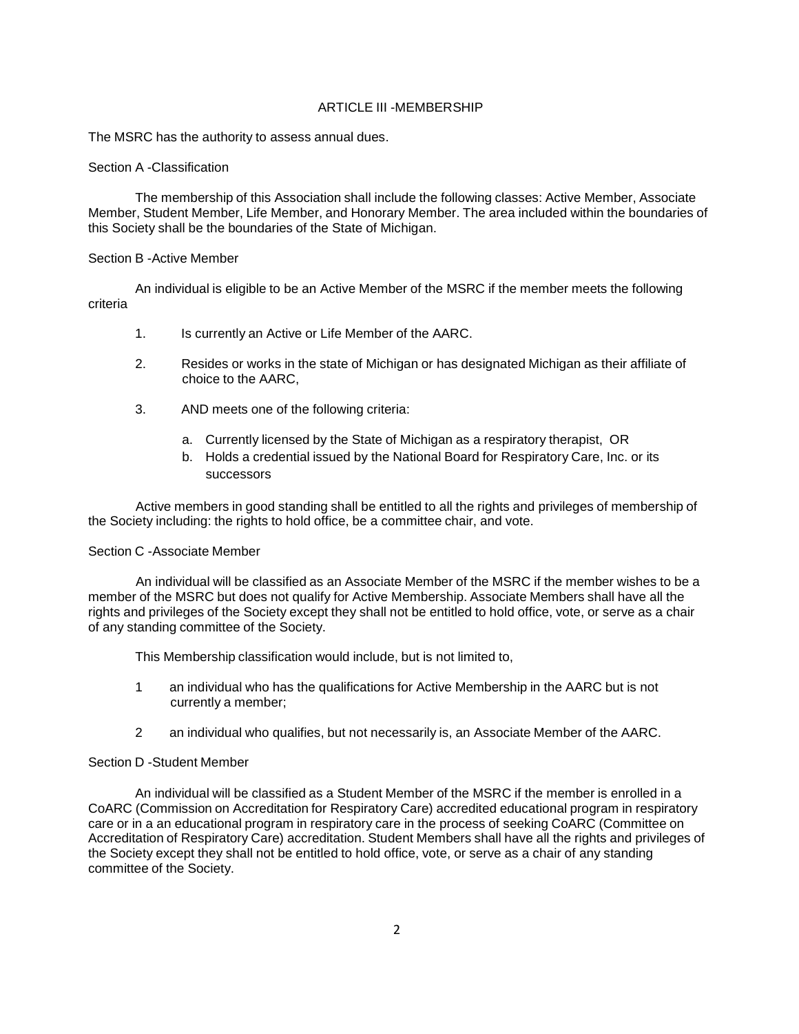## ARTICLE III -MEMBERSHIP

The MSRC has the authority to assess annual dues.

### Section A -Classification

The membership of this Association shall include the following classes: Active Member, Associate Member, Student Member, Life Member, and Honorary Member. The area included within the boundaries of this Society shall be the boundaries of the State of Michigan.

### Section B -Active Member

An individual is eligible to be an Active Member of the MSRC if the member meets the following criteria

1. Is currently an Active or Life Member of the AARC.
2. Resides or works in the state of Michigan or has designated Michigan as their affiliate of choice to the AARC,
3. AND meets one of the following criteria:
   a. Currently licensed by the State of Michigan as a respiratory therapist, OR
   b. Holds a credential issued by the National Board for Respiratory Care, Inc. or its successors

Active members in good standing shall be entitled to all the rights and privileges of membership of the Society including: the rights to hold office, be a committee chair, and vote.

### Section C -Associate Member

An individual will be classified as an Associate Member of the MSRC if the member wishes to be a member of the MSRC but does not qualify for Active Membership. Associate Members shall have all the rights and privileges of the Society except they shall not be entitled to hold office, vote, or serve as a chair of any standing committee of the Society.

This Membership classification would include, but is not limited to,

1 an individual who has the qualifications for Active Membership in the AARC but is not currently a member;

2 an individual who qualifies, but not necessarily is, an Associate Member of the AARC.

### Section D -Student Member

An individual will be classified as a Student Member of the MSRC if the member is enrolled in a CoARC (Commission on Accreditation for Respiratory Care) accredited educational program in respiratory care or in a an educational program in respiratory care in the process of seeking CoARC (Committee on Accreditation of Respiratory Care) accreditation. Student Members shall have all the rights and privileges of the Society except they shall not be entitled to hold office, vote, or serve as a chair of any standing committee of the Society.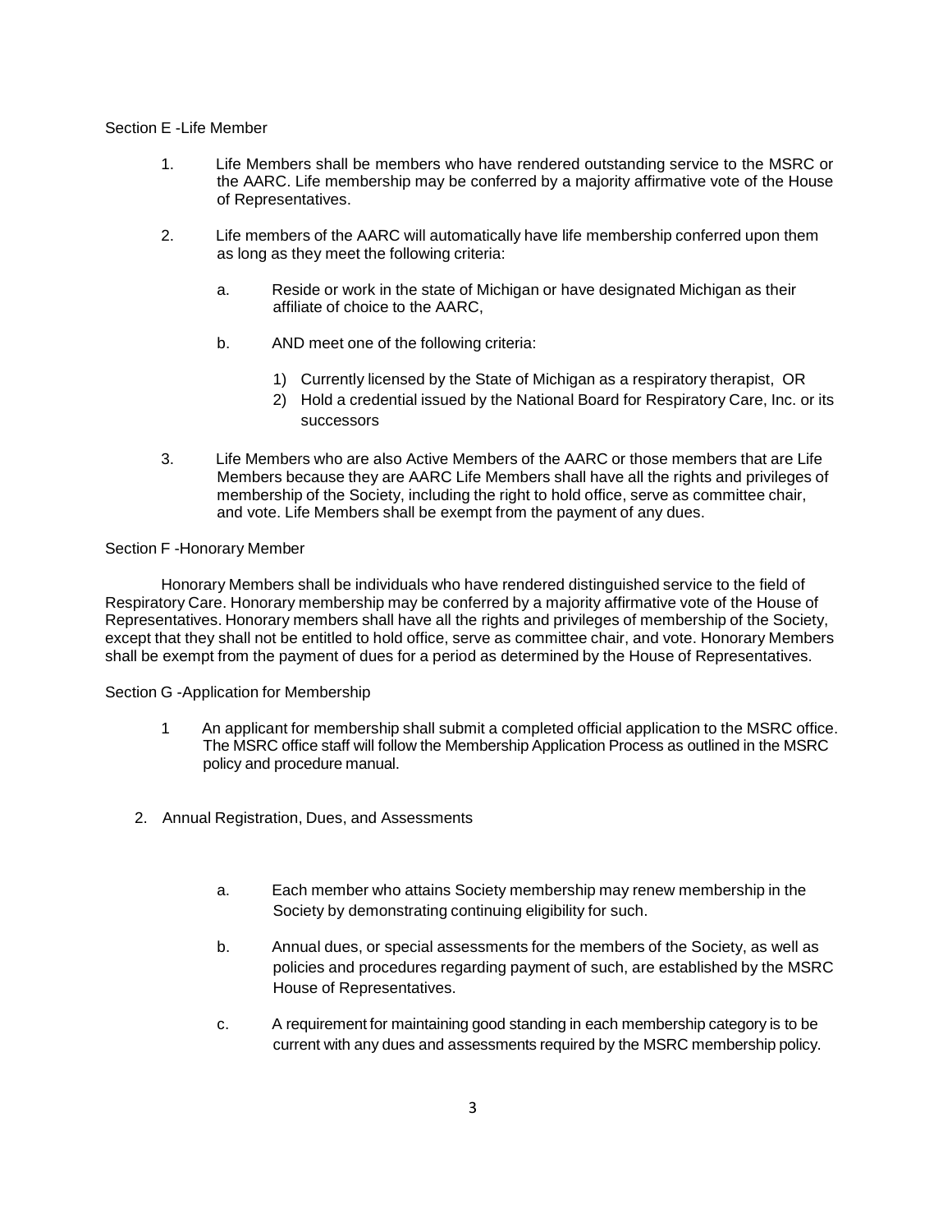Section E -Life Member

1. Life Members shall be members who have rendered outstanding service to the MSRC or the AARC. Life membership may be conferred by a majority affirmative vote of the House of Representatives.

2. Life members of the AARC will automatically have life membership conferred upon them as long as they meet the following criteria:

    a. Reside or work in the state of Michigan or have designated Michigan as their affiliate of choice to the AARC,

    b. AND meet one of the following criteria:

        1) Currently licensed by the State of Michigan as a respiratory therapist, OR
        2) Hold a credential issued by the National Board for Respiratory Care, Inc. or its successors

3. Life Members who are also Active Members of the AARC or those members that are Life Members because they are AARC Life Members shall have all the rights and privileges of membership of the Society, including the right to hold office, serve as committee chair, and vote. Life Members shall be exempt from the payment of any dues.

Section F -Honorary Member

Honorary Members shall be individuals who have rendered distinguished service to the field of Respiratory Care. Honorary membership may be conferred by a majority affirmative vote of the House of Representatives. Honorary members shall have all the rights and privileges of membership of the Society, except that they shall not be entitled to hold office, serve as committee chair, and vote. Honorary Members shall be exempt from the payment of dues for a period as determined by the House of Representatives.

Section G -Application for Membership

1 An applicant for membership shall submit a completed official application to the MSRC office. The MSRC office staff will follow the Membership Application Process as outlined in the MSRC policy and procedure manual.

2. Annual Registration, Dues, and Assessments

    a. Each member who attains Society membership may renew membership in the Society by demonstrating continuing eligibility for such.

    b. Annual dues, or special assessments for the members of the Society, as well as policies and procedures regarding payment of such, are established by the MSRC House of Representatives.

    c. A requirement for maintaining good standing in each membership category is to be current with any dues and assessments required by the MSRC membership policy.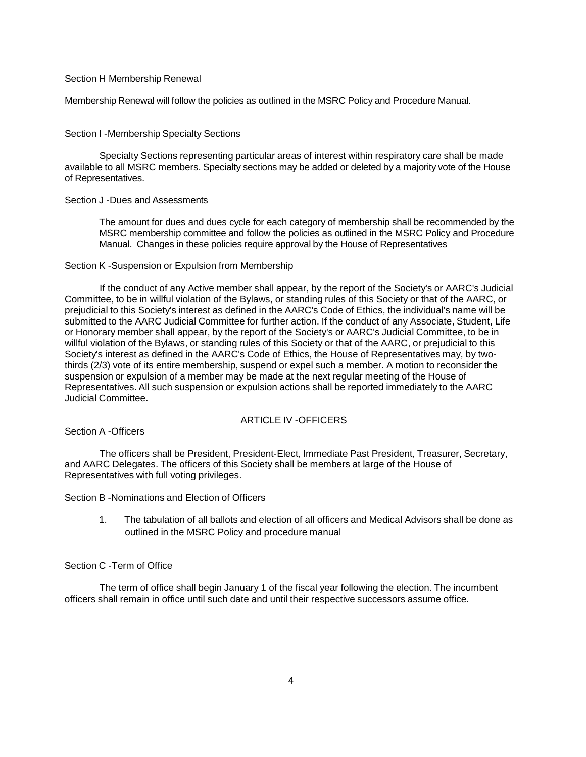Section H Membership Renewal

Membership Renewal will follow the policies as outlined in the MSRC Policy and Procedure Manual.

Section I -Membership Specialty Sections

Specialty Sections representing particular areas of interest within respiratory care shall be made available to all MSRC members. Specialty sections may be added or deleted by a majority vote of the House of Representatives.

Section J -Dues and Assessments

The amount for dues and dues cycle for each category of membership shall be recommended by the MSRC membership committee and follow the policies as outlined in the MSRC Policy and Procedure Manual. Changes in these policies require approval by the House of Representatives

Section K -Suspension or Expulsion from Membership

If the conduct of any Active member shall appear, by the report of the Society's or AARC's Judicial Committee, to be in willful violation of the Bylaws, or standing rules of this Society or that of the AARC, or prejudicial to this Society's interest as defined in the AARC's Code of Ethics, the individual's name will be submitted to the AARC Judicial Committee for further action. If the conduct of any Associate, Student, Life or Honorary member shall appear, by the report of the Society's or AARC's Judicial Committee, to be in willful violation of the Bylaws, or standing rules of this Society or that of the AARC, or prejudicial to this Society's interest as defined in the AARC's Code of Ethics, the House of Representatives may, by two-thirds (2/3) vote of its entire membership, suspend or expel such a member. A motion to reconsider the suspension or expulsion of a member may be made at the next regular meeting of the House of Representatives. All such suspension or expulsion actions shall be reported immediately to the AARC Judicial Committee.

## ARTICLE IV -OFFICERS

Section A -Officers

The officers shall be President, President-Elect, Immediate Past President, Treasurer, Secretary, and AARC Delegates. The officers of this Society shall be members at large of the House of Representatives with full voting privileges.

Section B -Nominations and Election of Officers

1. The tabulation of all ballots and election of all officers and Medical Advisors shall be done as outlined in the MSRC Policy and procedure manual

Section C -Term of Office

The term of office shall begin January 1 of the fiscal year following the election. The incumbent officers shall remain in office until such date and until their respective successors assume office.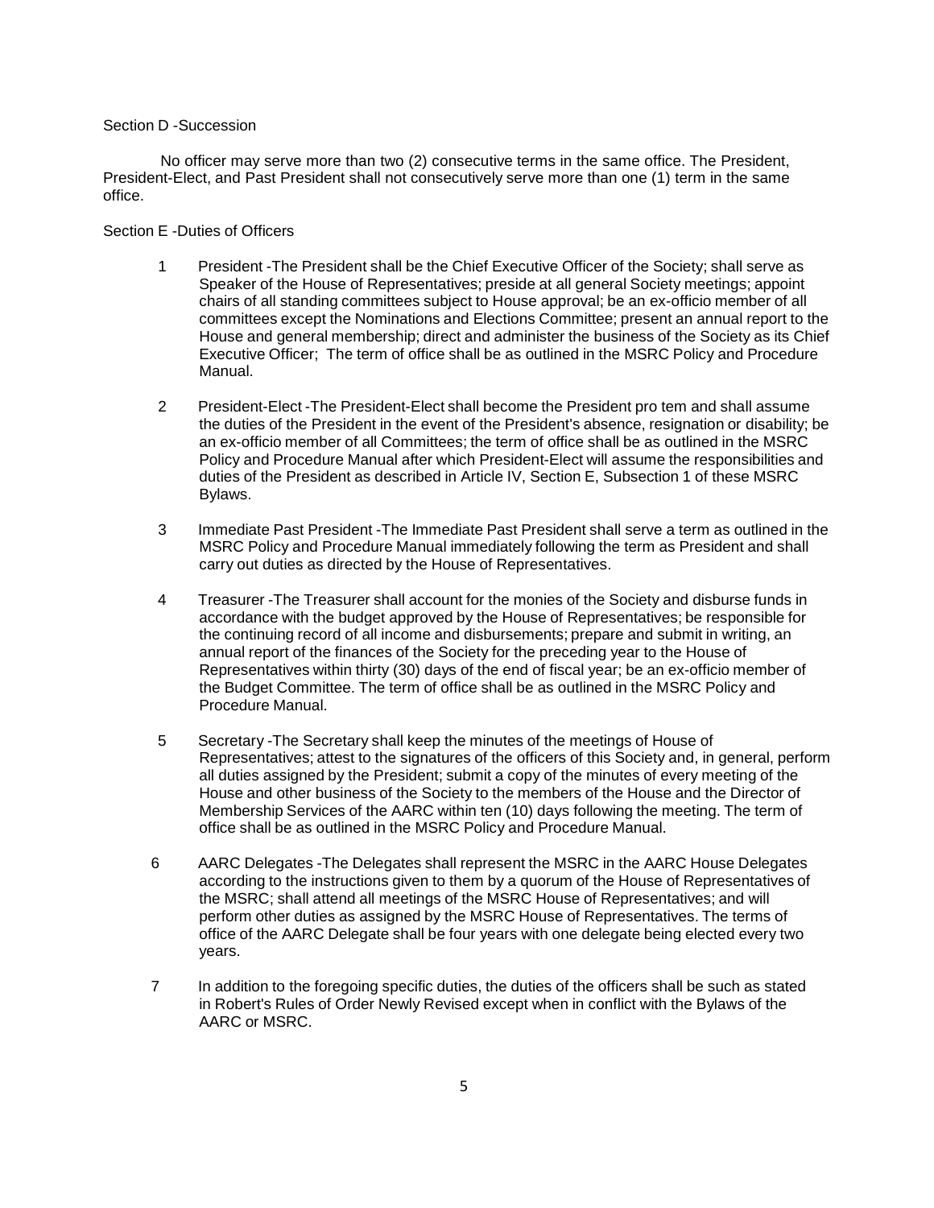Section D -Succession

No officer may serve more than two (2) consecutive terms in the same office. The President, President-Elect, and Past President shall not consecutively serve more than one (1) term in the same office.

Section E -Duties of Officers

1. President -The President shall be the Chief Executive Officer of the Society; shall serve as Speaker of the House of Representatives; preside at all general Society meetings; appoint chairs of all standing committees subject to House approval; be an ex-officio member of all committees except the Nominations and Elections Committee; present an annual report to the House and general membership; direct and administer the business of the Society as its Chief Executive Officer; The term of office shall be as outlined in the MSRC Policy and Procedure Manual.

2. President-Elect -The President-Elect shall become the President pro tem and shall assume the duties of the President in the event of the President's absence, resignation or disability; be an ex-officio member of all Committees; the term of office shall be as outlined in the MSRC Policy and Procedure Manual after which President-Elect will assume the responsibilities and duties of the President as described in Article IV, Section E, Subsection 1 of these MSRC Bylaws.

3. Immediate Past President -The Immediate Past President shall serve a term as outlined in the MSRC Policy and Procedure Manual immediately following the term as President and shall carry out duties as directed by the House of Representatives.

4. Treasurer -The Treasurer shall account for the monies of the Society and disburse funds in accordance with the budget approved by the House of Representatives; be responsible for the continuing record of all income and disbursements; prepare and submit in writing, an annual report of the finances of the Society for the preceding year to the House of Representatives within thirty (30) days of the end of fiscal year; be an ex-officio member of the Budget Committee. The term of office shall be as outlined in the MSRC Policy and Procedure Manual.

5. Secretary -The Secretary shall keep the minutes of the meetings of House of Representatives; attest to the signatures of the officers of this Society and, in general, perform all duties assigned by the President; submit a copy of the minutes of every meeting of the House and other business of the Society to the members of the House and the Director of Membership Services of the AARC within ten (10) days following the meeting. The term of office shall be as outlined in the MSRC Policy and Procedure Manual.

6. AARC Delegates -The Delegates shall represent the MSRC in the AARC House Delegates according to the instructions given to them by a quorum of the House of Representatives of the MSRC; shall attend all meetings of the MSRC House of Representatives; and will perform other duties as assigned by the MSRC House of Representatives. The terms of office of the AARC Delegate shall be four years with one delegate being elected every two years.

7. In addition to the foregoing specific duties, the duties of the officers shall be such as stated in Robert's Rules of Order Newly Revised except when in conflict with the Bylaws of the AARC or MSRC.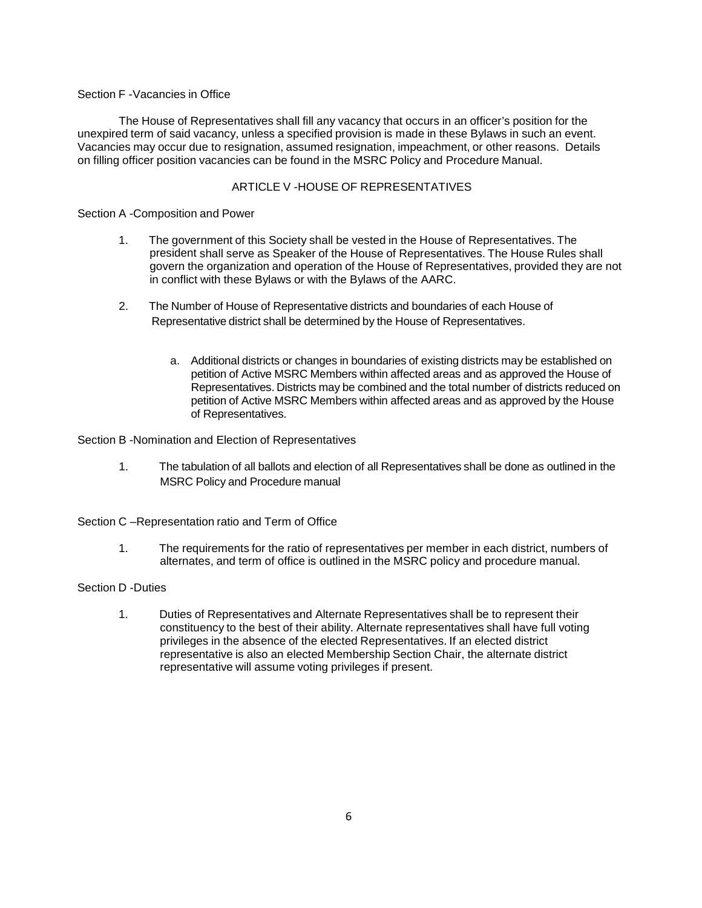Section F -Vacancies in Office

The House of Representatives shall fill any vacancy that occurs in an officer's position for the unexpired term of said vacancy, unless a specified provision is made in these Bylaws in such an event. Vacancies may occur due to resignation, assumed resignation, impeachment, or other reasons. Details on filling officer position vacancies can be found in the MSRC Policy and Procedure Manual.

## ARTICLE V -HOUSE OF REPRESENTATIVES

Section A -Composition and Power

1. The government of this Society shall be vested in the House of Representatives. The president shall serve as Speaker of the House of Representatives. The House Rules shall govern the organization and operation of the House of Representatives, provided they are not in conflict with these Bylaws or with the Bylaws of the AARC.

2. The Number of House of Representative districts and boundaries of each House of Representative district shall be determined by the House of Representatives.

    a. Additional districts or changes in boundaries of existing districts may be established on petition of Active MSRC Members within affected areas and as approved the House of Representatives. Districts may be combined and the total number of districts reduced on petition of Active MSRC Members within affected areas and as approved by the House of Representatives.

Section B -Nomination and Election of Representatives

1. The tabulation of all ballots and election of all Representatives shall be done as outlined in the MSRC Policy and Procedure manual

Section C –Representation ratio and Term of Office

1. The requirements for the ratio of representatives per member in each district, numbers of alternates, and term of office is outlined in the MSRC policy and procedure manual.

Section D -Duties

1. Duties of Representatives and Alternate Representatives shall be to represent their constituency to the best of their ability. Alternate representatives shall have full voting privileges in the absence of the elected Representatives. If an elected district representative is also an elected Membership Section Chair, the alternate district representative will assume voting privileges if present.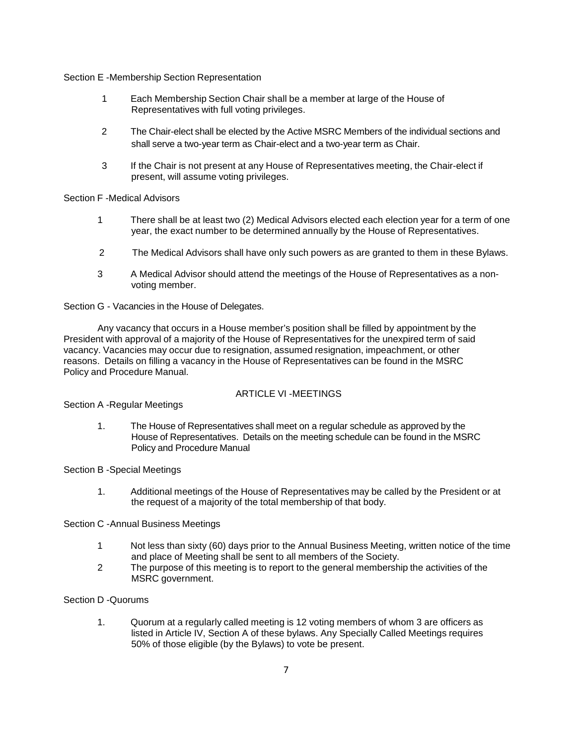Section E -Membership Section Representation

1. Each Membership Section Chair shall be a member at large of the House of Representatives with full voting privileges.

2. The Chair-elect shall be elected by the Active MSRC Members of the individual sections and shall serve a two-year term as Chair-elect and a two-year term as Chair.

3. If the Chair is not present at any House of Representatives meeting, the Chair-elect if present, will assume voting privileges.

Section F -Medical Advisors

1. There shall be at least two (2) Medical Advisors elected each election year for a term of one year, the exact number to be determined annually by the House of Representatives.

2. The Medical Advisors shall have only such powers as are granted to them in these Bylaws.

3. A Medical Advisor should attend the meetings of the House of Representatives as a non-voting member.

Section G - Vacancies in the House of Delegates.

Any vacancy that occurs in a House member's position shall be filled by appointment by the President with approval of a majority of the House of Representatives for the unexpired term of said vacancy. Vacancies may occur due to resignation, assumed resignation, impeachment, or other reasons. Details on filling a vacancy in the House of Representatives can be found in the MSRC Policy and Procedure Manual.

## ARTICLE VI -MEETINGS

Section A -Regular Meetings

1. The House of Representatives shall meet on a regular schedule as approved by the House of Representatives. Details on the meeting schedule can be found in the MSRC Policy and Procedure Manual

Section B -Special Meetings

1. Additional meetings of the House of Representatives may be called by the President or at the request of a majority of the total membership of that body.

Section C -Annual Business Meetings

1. Not less than sixty (60) days prior to the Annual Business Meeting, written notice of the time and place of Meeting shall be sent to all members of the Society.
2. The purpose of this meeting is to report to the general membership the activities of the MSRC government.

Section D -Quorums

1. Quorum at a regularly called meeting is 12 voting members of whom 3 are officers as listed in Article IV, Section A of these bylaws. Any Specially Called Meetings requires 50% of those eligible (by the Bylaws) to vote be present.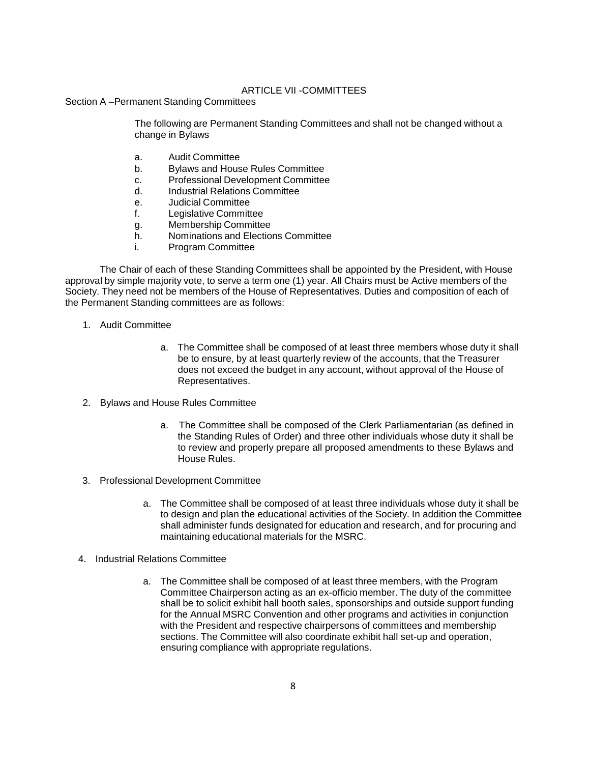# ARTICLE VII -COMMITTEES

## Section A –Permanent Standing Committees

The following are Permanent Standing Committees and shall not be changed without a change in Bylaws

a. Audit Committee
b. Bylaws and House Rules Committee
c. Professional Development Committee
d. Industrial Relations Committee
e. Judicial Committee
f. Legislative Committee
g. Membership Committee
h. Nominations and Elections Committee
i. Program Committee

The Chair of each of these Standing Committees shall be appointed by the President, with House approval by simple majority vote, to serve a term one (1) year. All Chairs must be Active members of the Society. They need not be members of the House of Representatives. Duties and composition of each of the Permanent Standing committees are as follows:

1. Audit Committee

   a. The Committee shall be composed of at least three members whose duty it shall be to ensure, by at least quarterly review of the accounts, that the Treasurer does not exceed the budget in any account, without approval of the House of Representatives.

2. Bylaws and House Rules Committee

   a. The Committee shall be composed of the Clerk Parliamentarian (as defined in the Standing Rules of Order) and three other individuals whose duty it shall be to review and properly prepare all proposed amendments to these Bylaws and House Rules.

3. Professional Development Committee

   a. The Committee shall be composed of at least three individuals whose duty it shall be to design and plan the educational activities of the Society. In addition the Committee shall administer funds designated for education and research, and for procuring and maintaining educational materials for the MSRC.

4. Industrial Relations Committee

   a. The Committee shall be composed of at least three members, with the Program Committee Chairperson acting as an ex-officio member. The duty of the committee shall be to solicit exhibit hall booth sales, sponsorships and outside support funding for the Annual MSRC Convention and other programs and activities in conjunction with the President and respective chairpersons of committees and membership sections. The Committee will also coordinate exhibit hall set-up and operation, ensuring compliance with appropriate regulations.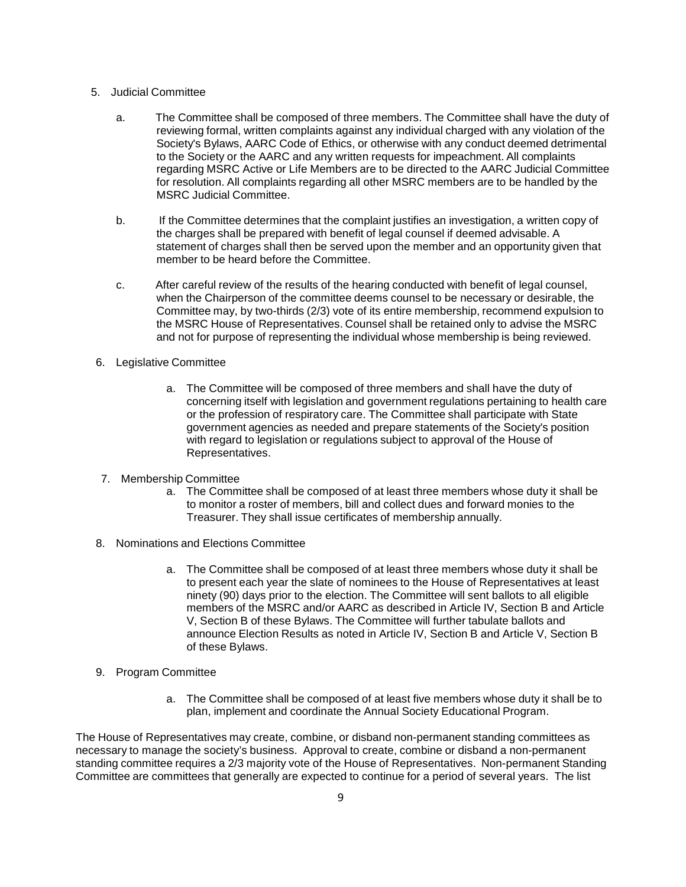5. Judicial Committee

   a. The Committee shall be composed of three members. The Committee shall have the duty of reviewing formal, written complaints against any individual charged with any violation of the Society's Bylaws, AARC Code of Ethics, or otherwise with any conduct deemed detrimental to the Society or the AARC and any written requests for impeachment. All complaints regarding MSRC Active or Life Members are to be directed to the AARC Judicial Committee for resolution. All complaints regarding all other MSRC members are to be handled by the MSRC Judicial Committee.

   b. If the Committee determines that the complaint justifies an investigation, a written copy of the charges shall be prepared with benefit of legal counsel if deemed advisable. A statement of charges shall then be served upon the member and an opportunity given that member to be heard before the Committee.

   c. After careful review of the results of the hearing conducted with benefit of legal counsel, when the Chairperson of the committee deems counsel to be necessary or desirable, the Committee may, by two-thirds (2/3) vote of its entire membership, recommend expulsion to the MSRC House of Representatives. Counsel shall be retained only to advise the MSRC and not for purpose of representing the individual whose membership is being reviewed.

6. Legislative Committee

   a. The Committee will be composed of three members and shall have the duty of concerning itself with legislation and government regulations pertaining to health care or the profession of respiratory care. The Committee shall participate with State government agencies as needed and prepare statements of the Society's position with regard to legislation or regulations subject to approval of the House of Representatives.

7. Membership Committee

   a. The Committee shall be composed of at least three members whose duty it shall be to monitor a roster of members, bill and collect dues and forward monies to the Treasurer. They shall issue certificates of membership annually.

8. Nominations and Elections Committee

   a. The Committee shall be composed of at least three members whose duty it shall be to present each year the slate of nominees to the House of Representatives at least ninety (90) days prior to the election. The Committee will sent ballots to all eligible members of the MSRC and/or AARC as described in Article IV, Section B and Article V, Section B of these Bylaws. The Committee will further tabulate ballots and announce Election Results as noted in Article IV, Section B and Article V, Section B of these Bylaws.

9. Program Committee

   a. The Committee shall be composed of at least five members whose duty it shall be to plan, implement and coordinate the Annual Society Educational Program.

The House of Representatives may create, combine, or disband non-permanent standing committees as necessary to manage the society's business. Approval to create, combine or disband a non-permanent standing committee requires a 2/3 majority vote of the House of Representatives. Non-permanent Standing Committee are committees that generally are expected to continue for a period of several years. The list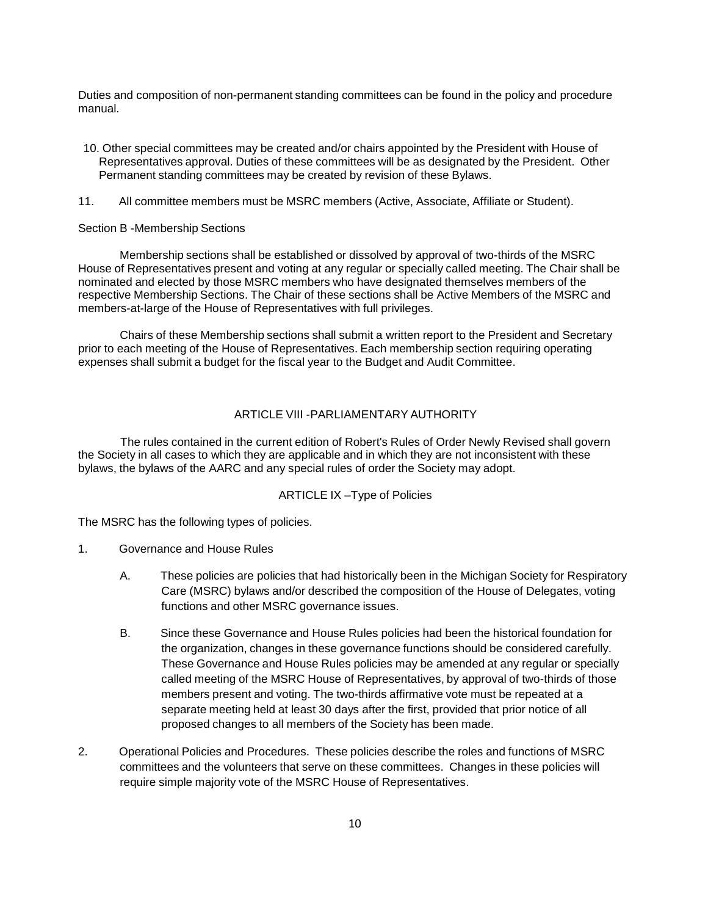Duties and composition of non-permanent standing committees can be found in the policy and procedure manual.

10. Other special committees may be created and/or chairs appointed by the President with House of Representatives approval. Duties of these committees will be as designated by the President. Other Permanent standing committees may be created by revision of these Bylaws.

11. All committee members must be MSRC members (Active, Associate, Affiliate or Student).

Section B -Membership Sections

Membership sections shall be established or dissolved by approval of two-thirds of the MSRC House of Representatives present and voting at any regular or specially called meeting. The Chair shall be nominated and elected by those MSRC members who have designated themselves members of the respective Membership Sections. The Chair of these sections shall be Active Members of the MSRC and members-at-large of the House of Representatives with full privileges.

Chairs of these Membership sections shall submit a written report to the President and Secretary prior to each meeting of the House of Representatives. Each membership section requiring operating expenses shall submit a budget for the fiscal year to the Budget and Audit Committee.

## ARTICLE VIII -PARLIAMENTARY AUTHORITY

The rules contained in the current edition of Robert's Rules of Order Newly Revised shall govern the Society in all cases to which they are applicable and in which they are not inconsistent with these bylaws, the bylaws of the AARC and any special rules of order the Society may adopt.

## ARTICLE IX –Type of Policies

The MSRC has the following types of policies.

1. Governance and House Rules

   A. These policies are policies that had historically been in the Michigan Society for Respiratory Care (MSRC) bylaws and/or described the composition of the House of Delegates, voting functions and other MSRC governance issues.

   B. Since these Governance and House Rules policies had been the historical foundation for the organization, changes in these governance functions should be considered carefully. These Governance and House Rules policies may be amended at any regular or specially called meeting of the MSRC House of Representatives, by approval of two-thirds of those members present and voting. The two-thirds affirmative vote must be repeated at a separate meeting held at least 30 days after the first, provided that prior notice of all proposed changes to all members of the Society has been made.

2. Operational Policies and Procedures. These policies describe the roles and functions of MSRC committees and the volunteers that serve on these committees. Changes in these policies will require simple majority vote of the MSRC House of Representatives.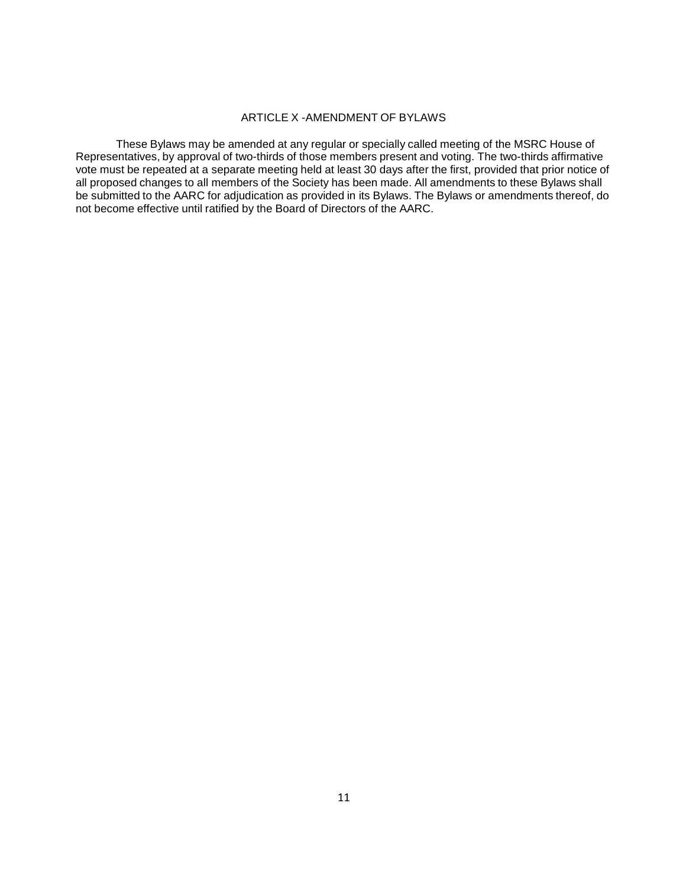## ARTICLE X -AMENDMENT OF BYLAWS

These Bylaws may be amended at any regular or specially called meeting of the MSRC House of Representatives, by approval of two-thirds of those members present and voting. The two-thirds affirmative vote must be repeated at a separate meeting held at least 30 days after the first, provided that prior notice of all proposed changes to all members of the Society has been made. All amendments to these Bylaws shall be submitted to the AARC for adjudication as provided in its Bylaws. The Bylaws or amendments thereof, do not become effective until ratified by the Board of Directors of the AARC.